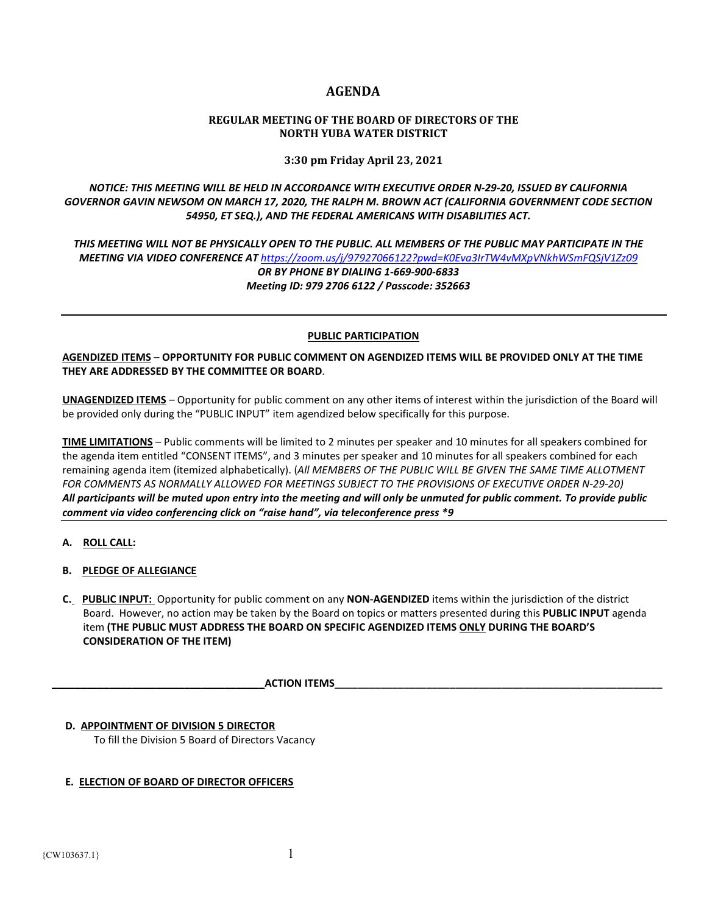# AGENDA

## REGULAR MEETING OF THE BOARD OF DIRECTORS OF THE NORTH YUBA WATER DISTRICT

**3:30 pm Friday April 23, 2021**

***NOTICE: THIS MEETING WILL BE HELD IN ACCORDANCE WITH EXECUTIVE ORDER N-29-20, ISSUED BY CALIFORNIA GOVERNOR GAVIN NEWSOM ON MARCH 17, 2020, THE RALPH M. BROWN ACT (CALIFORNIA GOVERNMENT CODE SECTION 54950, ET SEQ.), AND THE FEDERAL AMERICANS WITH DISABILITIES ACT.***

***THIS MEETING WILL NOT BE PHYSICALLY OPEN TO THE PUBLIC. ALL MEMBERS OF THE PUBLIC MAY PARTICIPATE IN THE MEETING VIA VIDEO CONFERENCE AT https://zoom.us/j/97927066122?pwd=K0Eva3IrTW4vMXpVNkhWSmFQSjV1Zz09 OR BY PHONE BY DIALING 1-669-900-6833***
***Meeting ID: 979 2706 6122 / Passcode: 352663***

---

**PUBLIC PARTICIPATION**

**AGENDIZED ITEMS** – **OPPORTUNITY FOR PUBLIC COMMENT ON AGENDIZED ITEMS WILL BE PROVIDED ONLY AT THE TIME THEY ARE ADDRESSED BY THE COMMITTEE OR BOARD**.

**UNAGENDIZED ITEMS** – Opportunity for public comment on any other items of interest within the jurisdiction of the Board will be provided only during the "PUBLIC INPUT" item agendized below specifically for this purpose.

**TIME LIMITATIONS** – Public comments will be limited to 2 minutes per speaker and 10 minutes for all speakers combined for the agenda item entitled "CONSENT ITEMS", and 3 minutes per speaker and 10 minutes for all speakers combined for each remaining agenda item (itemized alphabetically). (*All MEMBERS OF THE PUBLIC WILL BE GIVEN THE SAME TIME ALLOTMENT FOR COMMENTS AS NORMALLY ALLOWED FOR MEETINGS SUBJECT TO THE PROVISIONS OF EXECUTIVE ORDER N-29-20)*
***All participants will be muted upon entry into the meeting and will only be unmuted for public comment. To provide public comment via video conferencing click on "raise hand", via teleconference press *9***

---

**A. ROLL CALL:**

**B. PLEDGE OF ALLEGIANCE**

**C. PUBLIC INPUT:** Opportunity for public comment on any **NON-AGENDIZED** items within the jurisdiction of the district Board. However, no action may be taken by the Board on topics or matters presented during this **PUBLIC INPUT** agenda item **(THE PUBLIC MUST ADDRESS THE BOARD ON SPECIFIC AGENDIZED ITEMS ONLY DURING THE BOARD'S CONSIDERATION OF THE ITEM)**

**ACTION ITEMS**

**D. APPOINTMENT OF DIVISION 5 DIRECTOR**
To fill the Division 5 Board of Directors Vacancy

**E. ELECTION OF BOARD OF DIRECTOR OFFICERS**

{CW103637.1}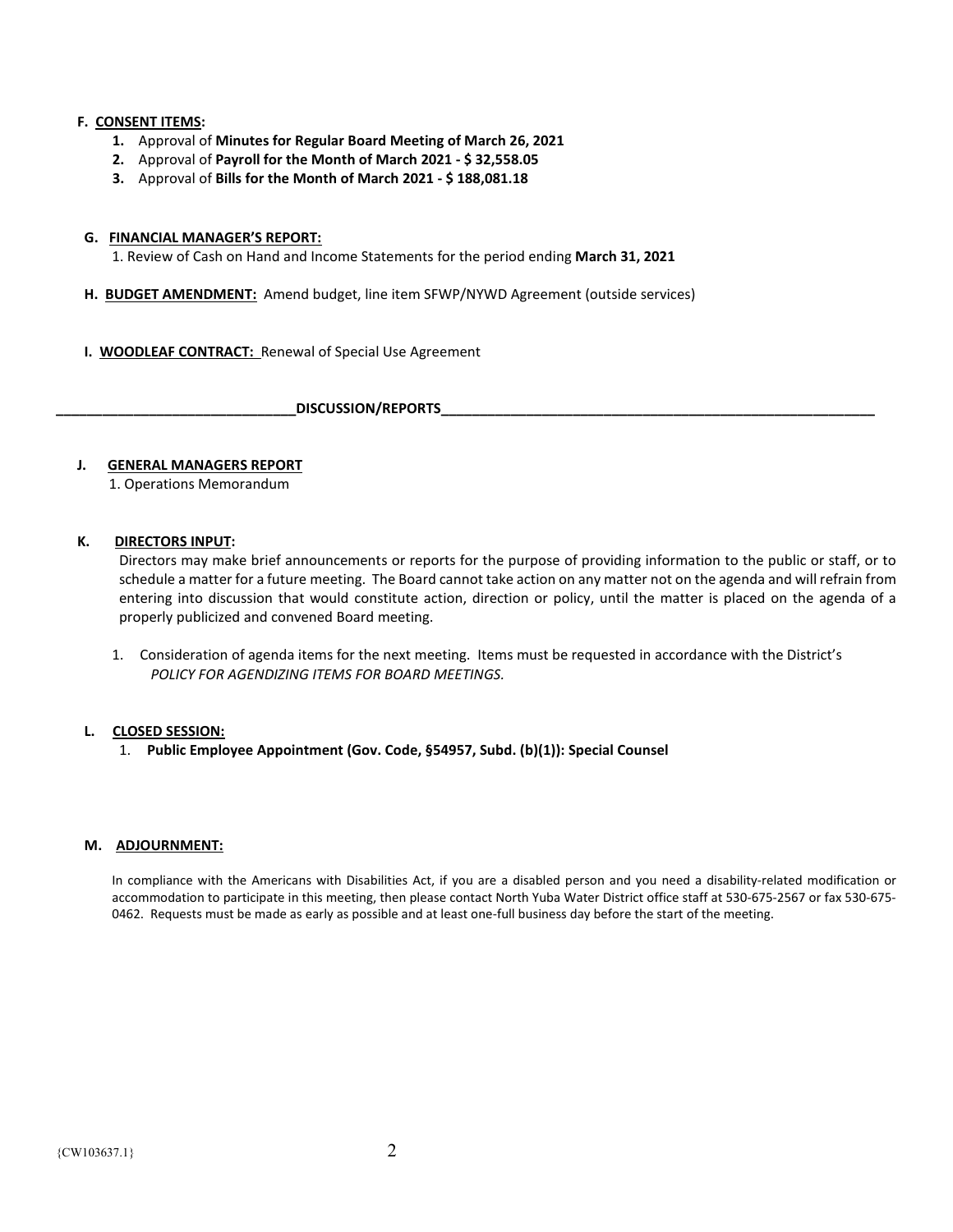**F. CONSENT ITEMS:**

1. Approval of **Minutes for Regular Board Meeting of March 26, 2021**
2. Approval of **Payroll for the Month of March 2021 - $ 32,558.05**
3. Approval of **Bills for the Month of March 2021 - $ 188,081.18**

**G. FINANCIAL MANAGER'S REPORT:**

1. Review of Cash on Hand and Income Statements for the period ending **March 31, 2021**

**H. BUDGET AMENDMENT:** Amend budget, line item SFWP/NYWD Agreement (outside services)

**I. WOODLEAF CONTRACT:** Renewal of Special Use Agreement

**DISCUSSION/REPORTS**

**J. GENERAL MANAGERS REPORT**

1. Operations Memorandum

**K. DIRECTORS INPUT:**

Directors may make brief announcements or reports for the purpose of providing information to the public or staff, or to schedule a matter for a future meeting. The Board cannot take action on any matter not on the agenda and will refrain from entering into discussion that would constitute action, direction or policy, until the matter is placed on the agenda of a properly publicized and convened Board meeting.

1. Consideration of agenda items for the next meeting. Items must be requested in accordance with the District's *POLICY FOR AGENDIZING ITEMS FOR BOARD MEETINGS.*

**L. CLOSED SESSION:**

1. **Public Employee Appointment (Gov. Code, §54957, Subd. (b)(1)): Special Counsel**

**M. ADJOURNMENT:**

In compliance with the Americans with Disabilities Act, if you are a disabled person and you need a disability-related modification or accommodation to participate in this meeting, then please contact North Yuba Water District office staff at 530-675-2567 or fax 530-675-0462. Requests must be made as early as possible and at least one-full business day before the start of the meeting.

{CW103637.1}